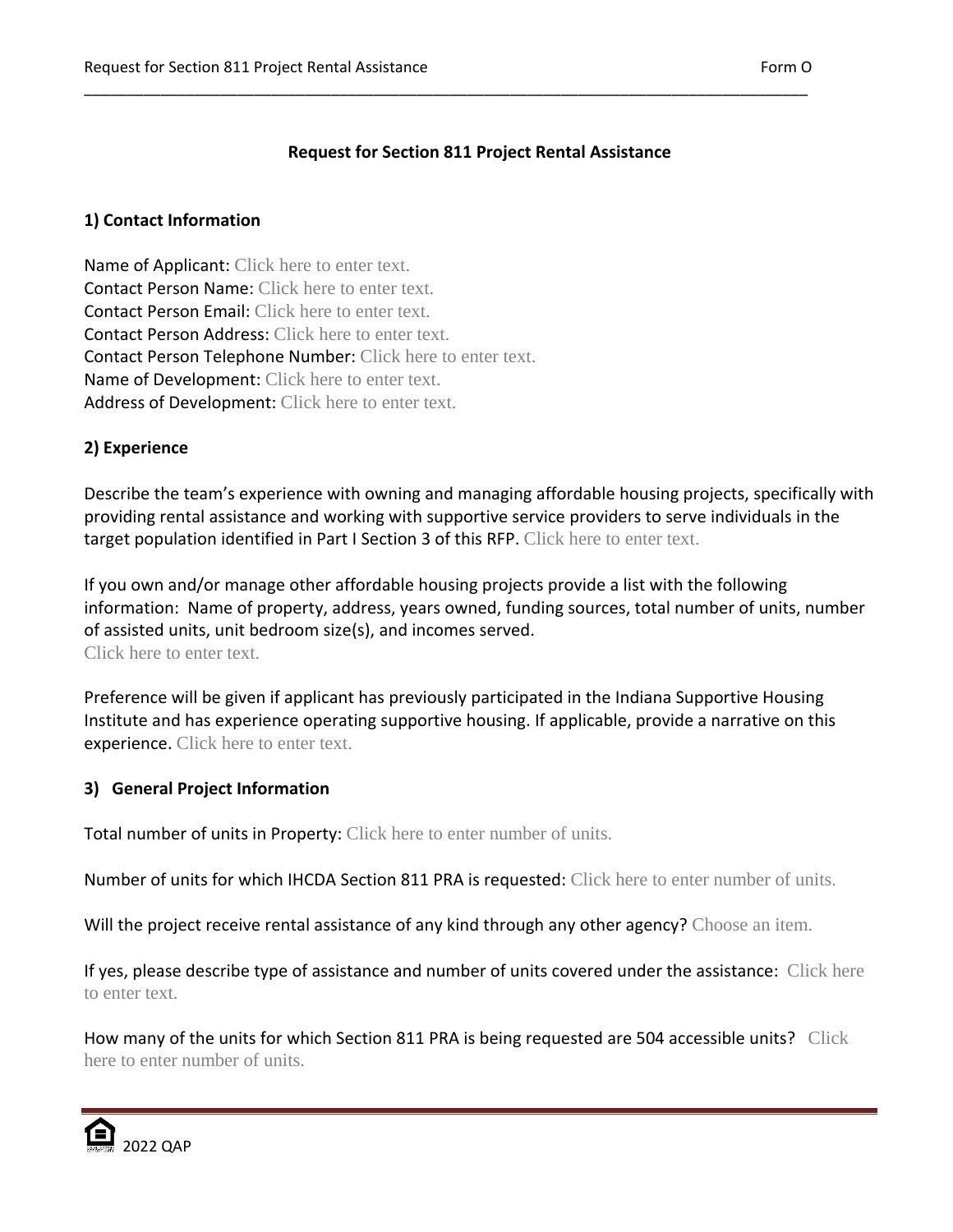# Request for Section 811 Project Rental Assistance

## 1) Contact Information

Name of Applicant: Click here to enter text.
Contact Person Name: Click here to enter text.
Contact Person Email: Click here to enter text.
Contact Person Address: Click here to enter text.
Contact Person Telephone Number: Click here to enter text.
Name of Development: Click here to enter text.
Address of Development: Click here to enter text.

## 2) Experience

Describe the team's experience with owning and managing affordable housing projects, specifically with providing rental assistance and working with supportive service providers to serve individuals in the target population identified in Part I Section 3 of this RFP. Click here to enter text.

If you own and/or manage other affordable housing projects provide a list with the following information: Name of property, address, years owned, funding sources, total number of units, number of assisted units, unit bedroom size(s), and incomes served.
Click here to enter text.

Preference will be given if applicant has previously participated in the Indiana Supportive Housing Institute and has experience operating supportive housing. If applicable, provide a narrative on this experience. Click here to enter text.

## 3) General Project Information

Total number of units in Property: Click here to enter number of units.

Number of units for which IHCDA Section 811 PRA is requested: Click here to enter number of units.

Will the project receive rental assistance of any kind through any other agency? Choose an item.

If yes, please describe type of assistance and number of units covered under the assistance: Click here to enter text.

How many of the units for which Section 811 PRA is being requested are 504 accessible units? Click here to enter number of units.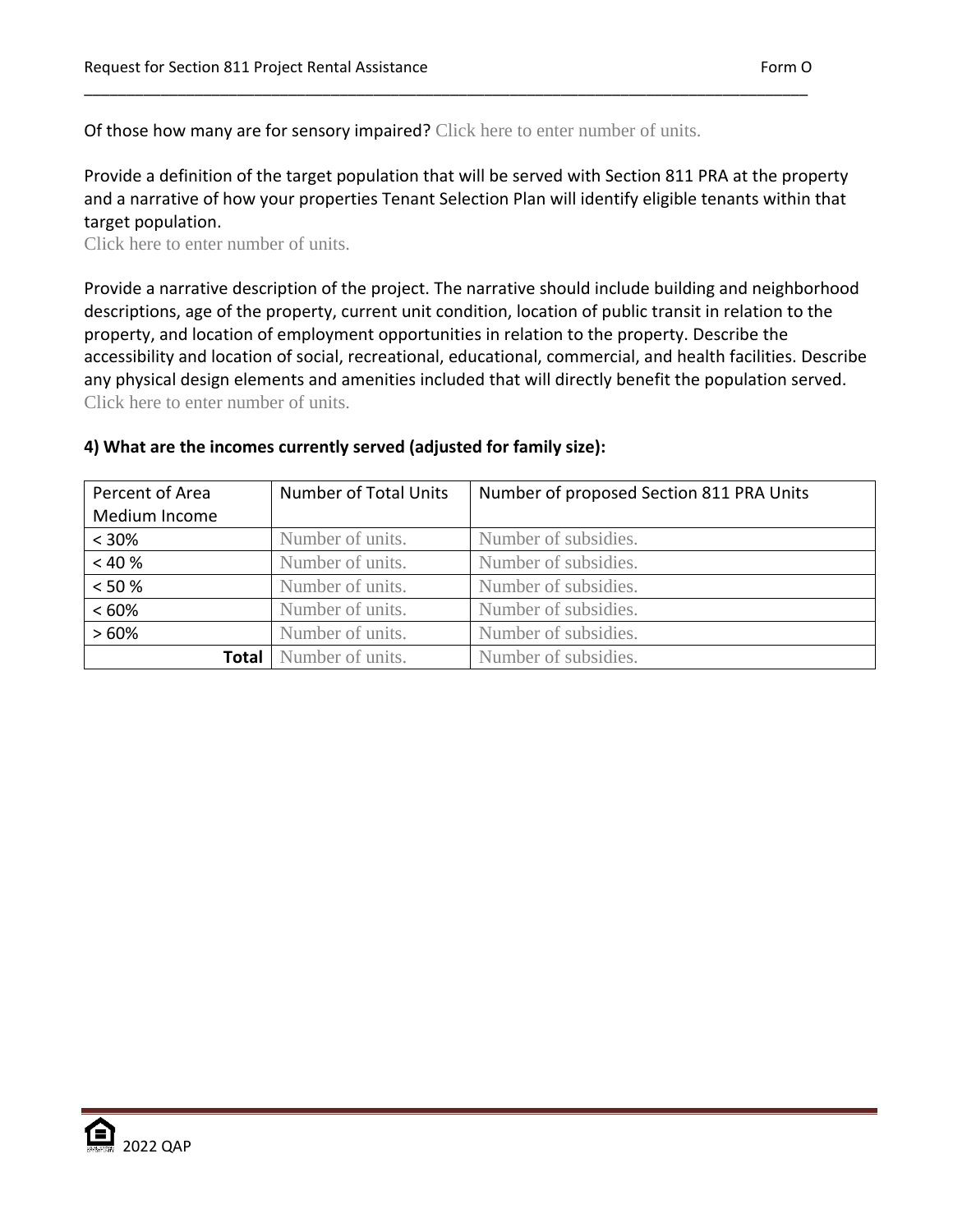Of those how many are for sensory impaired? Click here to enter number of units.

Provide a definition of the target population that will be served with Section 811 PRA at the property and a narrative of how your properties Tenant Selection Plan will identify eligible tenants within that target population.
Click here to enter number of units.

Provide a narrative description of the project. The narrative should include building and neighborhood descriptions, age of the property, current unit condition, location of public transit in relation to the property, and location of employment opportunities in relation to the property. Describe the accessibility and location of social, recreational, educational, commercial, and health facilities. Describe any physical design elements and amenities included that will directly benefit the population served.
Click here to enter number of units.

**4) What are the incomes currently served (adjusted for family size):**

| Percent of Area Medium Income | Number of Total Units | Number of proposed Section 811 PRA Units |
|---|---|---|
| < 30% | Number of units. | Number of subsidies. |
| < 40 % | Number of units. | Number of subsidies. |
| < 50 % | Number of units. | Number of subsidies. |
| < 60% | Number of units. | Number of subsidies. |
| > 60% | Number of units. | Number of subsidies. |
| **Total** | Number of units. | Number of subsidies. |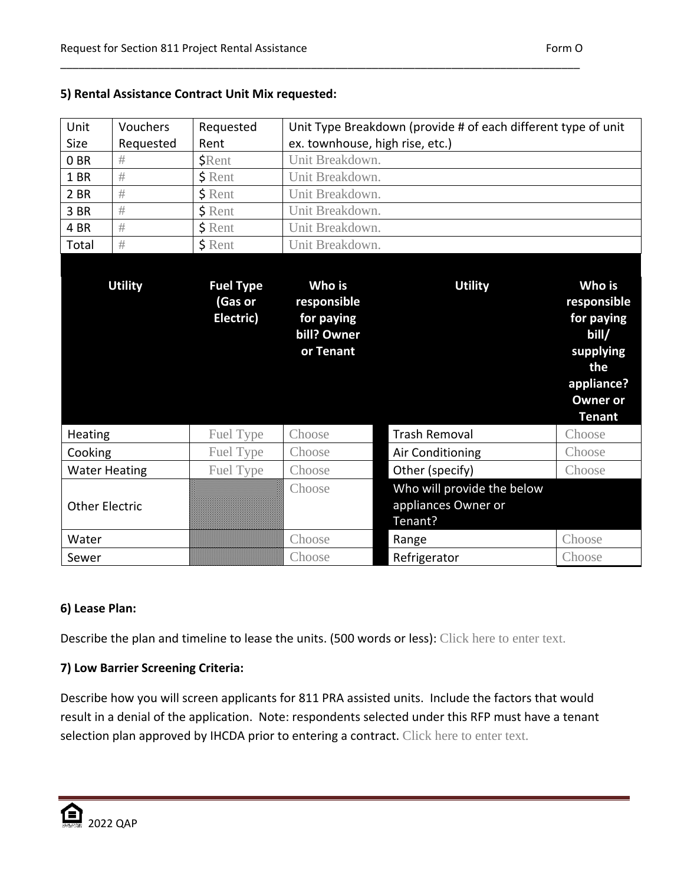**5) Rental Assistance Contract Unit Mix requested:**

| Unit Size | Vouchers Requested | Requested Rent | Unit Type Breakdown (provide # of each different type of unit ex. townhouse, high rise, etc.) |
|---|---|---|---|
| 0 BR | # | $Rent | Unit Breakdown. |
| 1 BR | # | $ Rent | Unit Breakdown. |
| 2 BR | # | $ Rent | Unit Breakdown. |
| 3 BR | # | $ Rent | Unit Breakdown. |
| 4 BR | # | $ Rent | Unit Breakdown. |
| Total | # | $ Rent | Unit Breakdown. |

| Utility | Fuel Type (Gas or Electric) | Who is responsible for paying bill? Owner or Tenant | Utility | Who is responsible for paying bill/ supplying the appliance? Owner or Tenant |
|---|---|---|---|---|
| Heating | Fuel Type | Choose | Trash Removal | Choose |
| Cooking | Fuel Type | Choose | Air Conditioning | Choose |
| Water Heating | Fuel Type | Choose | Other (specify) | Choose |
| Other Electric | | Choose | **Who will provide the below appliances Owner or Tenant?** | |
| Water | | Choose | Range | Choose |
| Sewer | | Choose | Refrigerator | Choose |

**6) Lease Plan:**

Describe the plan and timeline to lease the units. (500 words or less): Click here to enter text.

**7) Low Barrier Screening Criteria:**

Describe how you will screen applicants for 811 PRA assisted units. Include the factors that would result in a denial of the application. Note: respondents selected under this RFP must have a tenant selection plan approved by IHCDA prior to entering a contract. Click here to enter text.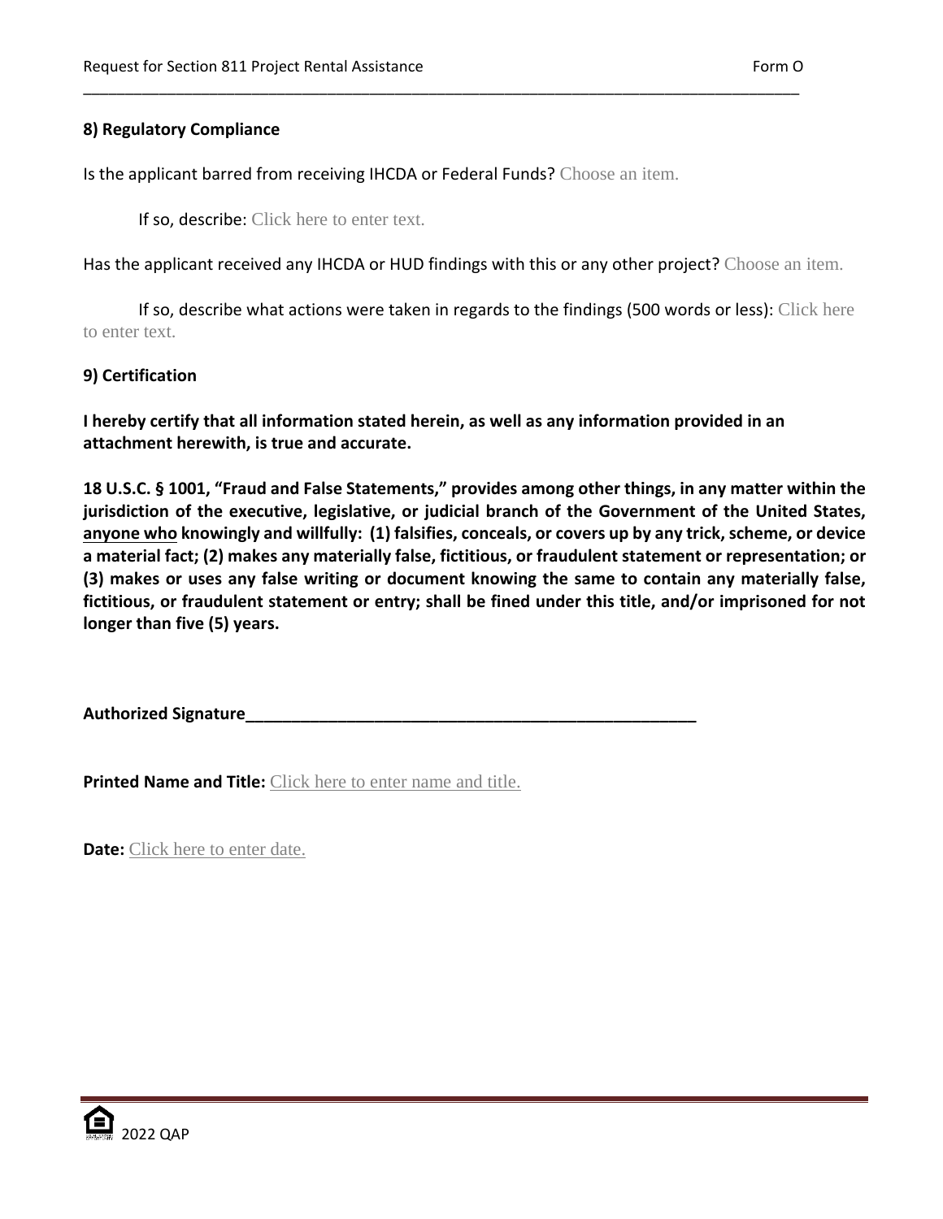### 8) Regulatory Compliance

Is the applicant barred from receiving IHCDA or Federal Funds? Choose an item.

If so, describe: Click here to enter text.

Has the applicant received any IHCDA or HUD findings with this or any other project? Choose an item.

If so, describe what actions were taken in regards to the findings (500 words or less): Click here to enter text.

### 9) Certification

**I hereby certify that all information stated herein, as well as any information provided in an attachment herewith, is true and accurate.**

**18 U.S.C. § 1001, "Fraud and False Statements," provides among other things, in any matter within the jurisdiction of the executive, legislative, or judicial branch of the Government of the United States, anyone who knowingly and willfully: (1) falsifies, conceals, or covers up by any trick, scheme, or device a material fact; (2) makes any materially false, fictitious, or fraudulent statement or representation; or (3) makes or uses any false writing or document knowing the same to contain any materially false, fictitious, or fraudulent statement or entry; shall be fined under this title, and/or imprisoned for not longer than five (5) years.**

**Authorized Signature**_____________________________________________

**Printed Name and Title:** Click here to enter name and title.

**Date:** Click here to enter date.